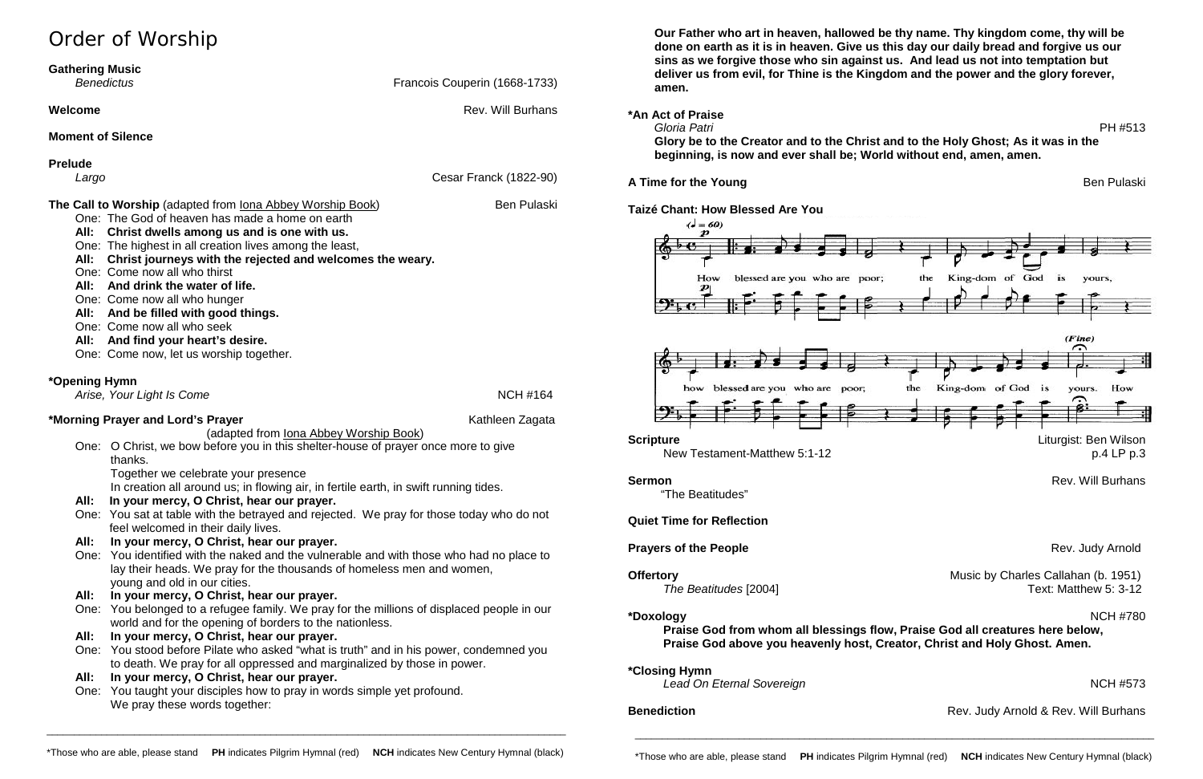# Order of Worship

**Gathering Music**
*Benedictus* — Francois Couperin (1668-1733)

**Welcome** — Rev. Will Burhans

**Moment of Silence**

**Prelude**
*Largo* — Cesar Franck (1822-90)

**The Call to Worship** (adapted from Iona Abbey Worship Book) — Ben Pulaski

One: The God of heaven has made a home on earth
**All: Christ dwells among us and is one with us.**
One: The highest in all creation lives among the least,
**All: Christ journeys with the rejected and welcomes the weary.**
One: Come now all who thirst
**All: And drink the water of life.**
One: Come now all who hunger
**All: And be filled with good things.**
One: Come now all who seek
**All: And find your heart's desire.**
One: Come now, let us worship together.

**\*Opening Hymn**
*Arise, Your Light Is Come* — NCH #164

**\*Morning Prayer and Lord's Prayer** — Kathleen Zagata
(adapted from Iona Abbey Worship Book)

One: O Christ, we bow before you in this shelter-house of prayer once more to give thanks.
Together we celebrate your presence
In creation all around us; in flowing air, in fertile earth, in swift running tides.
**All: In your mercy, O Christ, hear our prayer.**
One: You sat at table with the betrayed and rejected. We pray for those today who do not feel welcomed in their daily lives.
**All: In your mercy, O Christ, hear our prayer.**
One: You identified with the naked and the vulnerable and with those who had no place to lay their heads. We pray for the thousands of homeless men and women, young and old in our cities.
**All: In your mercy, O Christ, hear our prayer.**
One: You belonged to a refugee family. We pray for the millions of displaced people in our world and for the opening of borders to the nationless.
**All: In your mercy, O Christ, hear our prayer.**
One: You stood before Pilate who asked "what is truth" and in his power, condemned you to death. We pray for all oppressed and marginalized by those in power.
**All: In your mercy, O Christ, hear our prayer.**
One: You taught your disciples how to pray in words simple yet profound.
We pray these words together:

**Our Father who art in heaven, hallowed be thy name. Thy kingdom come, thy will be done on earth as it is in heaven. Give us this day our daily bread and forgive us our sins as we forgive those who sin against us. And lead us not into temptation but deliver us from evil, for Thine is the Kingdom and the power and the glory forever, amen.**

**\*An Act of Praise**
*Gloria Patri* — PH #513
**Glory be to the Creator and to the Christ and to the Holy Ghost; As it was in the beginning, is now and ever shall be; World without end, amen, amen.**

**A Time for the Young** — Ben Pulaski

**Taizé Chant: How Blessed Are You**

How blessed are you who are poor; the Kingdom of God is yours, how blessed are you who are poor; the Kingdom of God is yours. How

**Scripture** — Liturgist: Ben Wilson
New Testament-Matthew 5:1-12 — p.4 LP p.3

**Sermon** — Rev. Will Burhans
"The Beatitudes"

**Quiet Time for Reflection**

**Prayers of the People** — Rev. Judy Arnold

**Offertory** — Music by Charles Callahan (b. 1951)
*The Beatitudes* [2004] — Text: Matthew 5: 3-12

**\*Doxology** — NCH #780
**Praise God from whom all blessings flow, Praise God all creatures here below, Praise God above you heavenly host, Creator, Christ and Holy Ghost. Amen.**

**\*Closing Hymn**
*Lead On Eternal Sovereign* — NCH #573

**Benediction** — Rev. Judy Arnold & Rev. Will Burhans

\*Those who are able, please stand **PH** indicates Pilgrim Hymnal (red) **NCH** indicates New Century Hymnal (black)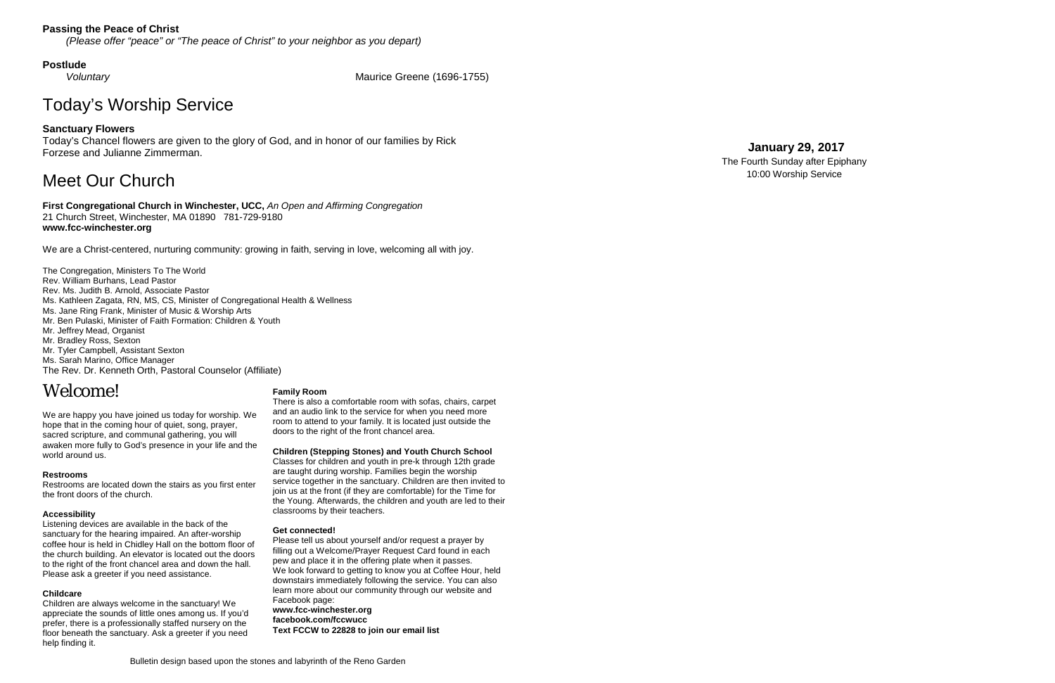**Passing the Peace of Christ**

*(Please offer "peace" or "The peace of Christ" to your neighbor as you depart)*

**Postlude**

*Voluntary* Maurice Greene (1696-1755)

# Today's Worship Service

**Sanctuary Flowers**

Today's Chancel flowers are given to the glory of God, and in honor of our families by Rick Forzese and Julianne Zimmerman.

# Meet Our Church

**First Congregational Church in Winchester, UCC,** *An Open and Affirming Congregation*
21 Church Street, Winchester, MA 01890 781-729-9180
**www.fcc-winchester.org**

We are a Christ-centered, nurturing community: growing in faith, serving in love, welcoming all with joy.

The Congregation, Ministers To The World
Rev. William Burhans, Lead Pastor
Rev. Ms. Judith B. Arnold, Associate Pastor
Ms. Kathleen Zagata, RN, MS, CS, Minister of Congregational Health & Wellness
Ms. Jane Ring Frank, Minister of Music & Worship Arts
Mr. Ben Pulaski, Minister of Faith Formation: Children & Youth
Mr. Jeffrey Mead, Organist
Mr. Bradley Ross, Sexton
Mr. Tyler Campbell, Assistant Sexton
Ms. Sarah Marino, Office Manager
The Rev. Dr. Kenneth Orth, Pastoral Counselor (Affiliate)

# Welcome!

We are happy you have joined us today for worship. We hope that in the coming hour of quiet, song, prayer, sacred scripture, and communal gathering, you will awaken more fully to God's presence in your life and the world around us.

**Restrooms**

Restrooms are located down the stairs as you first enter the front doors of the church.

**Accessibility**

Listening devices are available in the back of the sanctuary for the hearing impaired. An after-worship coffee hour is held in Chidley Hall on the bottom floor of the church building. An elevator is located out the doors to the right of the front chancel area and down the hall. Please ask a greeter if you need assistance.

**Childcare**

Children are always welcome in the sanctuary! We appreciate the sounds of little ones among us. If you'd prefer, there is a professionally staffed nursery on the floor beneath the sanctuary. Ask a greeter if you need help finding it.

**Family Room**

There is also a comfortable room with sofas, chairs, carpet and an audio link to the service for when you need more room to attend to your family. It is located just outside the doors to the right of the front chancel area.

**Children (Stepping Stones) and Youth Church School**

Classes for children and youth in pre-k through 12th grade are taught during worship. Families begin the worship service together in the sanctuary. Children are then invited to join us at the front (if they are comfortable) for the Time for the Young. Afterwards, the children and youth are led to their classrooms by their teachers.

**Get connected!**

Please tell us about yourself and/or request a prayer by filling out a Welcome/Prayer Request Card found in each pew and place it in the offering plate when it passes. We look forward to getting to know you at Coffee Hour, held downstairs immediately following the service. You can also learn more about our community through our website and Facebook page:
**www.fcc-winchester.org**
**facebook.com/fccwucc**
**Text FCCW to 22828 to join our email list**

Bulletin design based upon the stones and labyrinth of the Reno Garden

**January 29, 2017**
The Fourth Sunday after Epiphany
10:00 Worship Service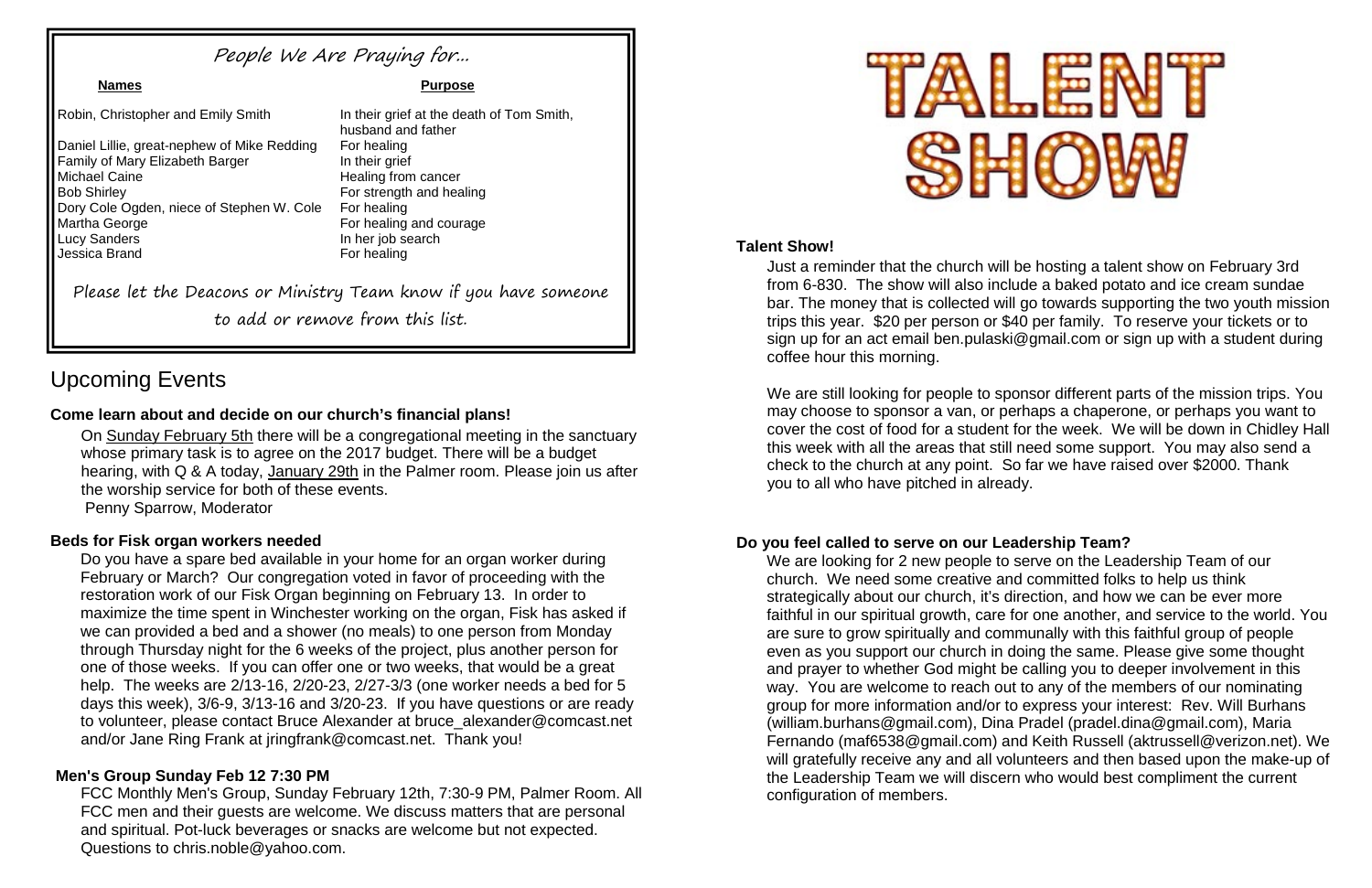## People We Are Praying for...

| Names | Purpose |
|---|---|
| Robin, Christopher and Emily Smith | In their grief at the death of Tom Smith, husband and father |
| Daniel Lillie, great-nephew of Mike Redding | For healing |
| Family of Mary Elizabeth Barger | In their grief |
| Michael Caine | Healing from cancer |
| Bob Shirley | For strength and healing |
| Dory Cole Ogden, niece of Stephen W. Cole | For healing |
| Martha George | For healing and courage |
| Lucy Sanders | In her job search |
| Jessica Brand | For healing |

Please let the Deacons or Ministry Team know if you have someone to add or remove from this list.

# Upcoming Events

**Come learn about and decide on our church's financial plans!**

On Sunday February 5th there will be a congregational meeting in the sanctuary whose primary task is to agree on the 2017 budget. There will be a budget hearing, with Q & A today, January 29th in the Palmer room. Please join us after the worship service for both of these events.
Penny Sparrow, Moderator

**Beds for Fisk organ workers needed**

Do you have a spare bed available in your home for an organ worker during February or March? Our congregation voted in favor of proceeding with the restoration work of our Fisk Organ beginning on February 13. In order to maximize the time spent in Winchester working on the organ, Fisk has asked if we can provided a bed and a shower (no meals) to one person from Monday through Thursday night for the 6 weeks of the project, plus another person for one of those weeks. If you can offer one or two weeks, that would be a great help. The weeks are 2/13-16, 2/20-23, 2/27-3/3 (one worker needs a bed for 5 days this week), 3/6-9, 3/13-16 and 3/20-23. If you have questions or are ready to volunteer, please contact Bruce Alexander at bruce_alexander@comcast.net and/or Jane Ring Frank at jringfrank@comcast.net. Thank you!

**Men's Group Sunday Feb 12 7:30 PM**

FCC Monthly Men's Group, Sunday February 12th, 7:30-9 PM, Palmer Room. All FCC men and their guests are welcome. We discuss matters that are personal and spiritual. Pot-luck beverages or snacks are welcome but not expected. Questions to chris.noble@yahoo.com.

# TALENT SHOW

**Talent Show!**

Just a reminder that the church will be hosting a talent show on February 3rd from 6-830. The show will also include a baked potato and ice cream sundae bar. The money that is collected will go towards supporting the two youth mission trips this year. $20 per person or $40 per family. To reserve your tickets or to sign up for an act email ben.pulaski@gmail.com or sign up with a student during coffee hour this morning.

We are still looking for people to sponsor different parts of the mission trips. You may choose to sponsor a van, or perhaps a chaperone, or perhaps you want to cover the cost of food for a student for the week. We will be down in Chidley Hall this week with all the areas that still need some support. You may also send a check to the church at any point. So far we have raised over $2000. Thank you to all who have pitched in already.

**Do you feel called to serve on our Leadership Team?**

We are looking for 2 new people to serve on the Leadership Team of our church. We need some creative and committed folks to help us think strategically about our church, it's direction, and how we can be ever more faithful in our spiritual growth, care for one another, and service to the world. You are sure to grow spiritually and communally with this faithful group of people even as you support our church in doing the same. Please give some thought and prayer to whether God might be calling you to deeper involvement in this way. You are welcome to reach out to any of the members of our nominating group for more information and/or to express your interest: Rev. Will Burhans (william.burhans@gmail.com), Dina Pradel (pradel.dina@gmail.com), Maria Fernando (maf6538@gmail.com) and Keith Russell (aktrussell@verizon.net). We will gratefully receive any and all volunteers and then based upon the make-up of the Leadership Team we will discern who would best compliment the current configuration of members.